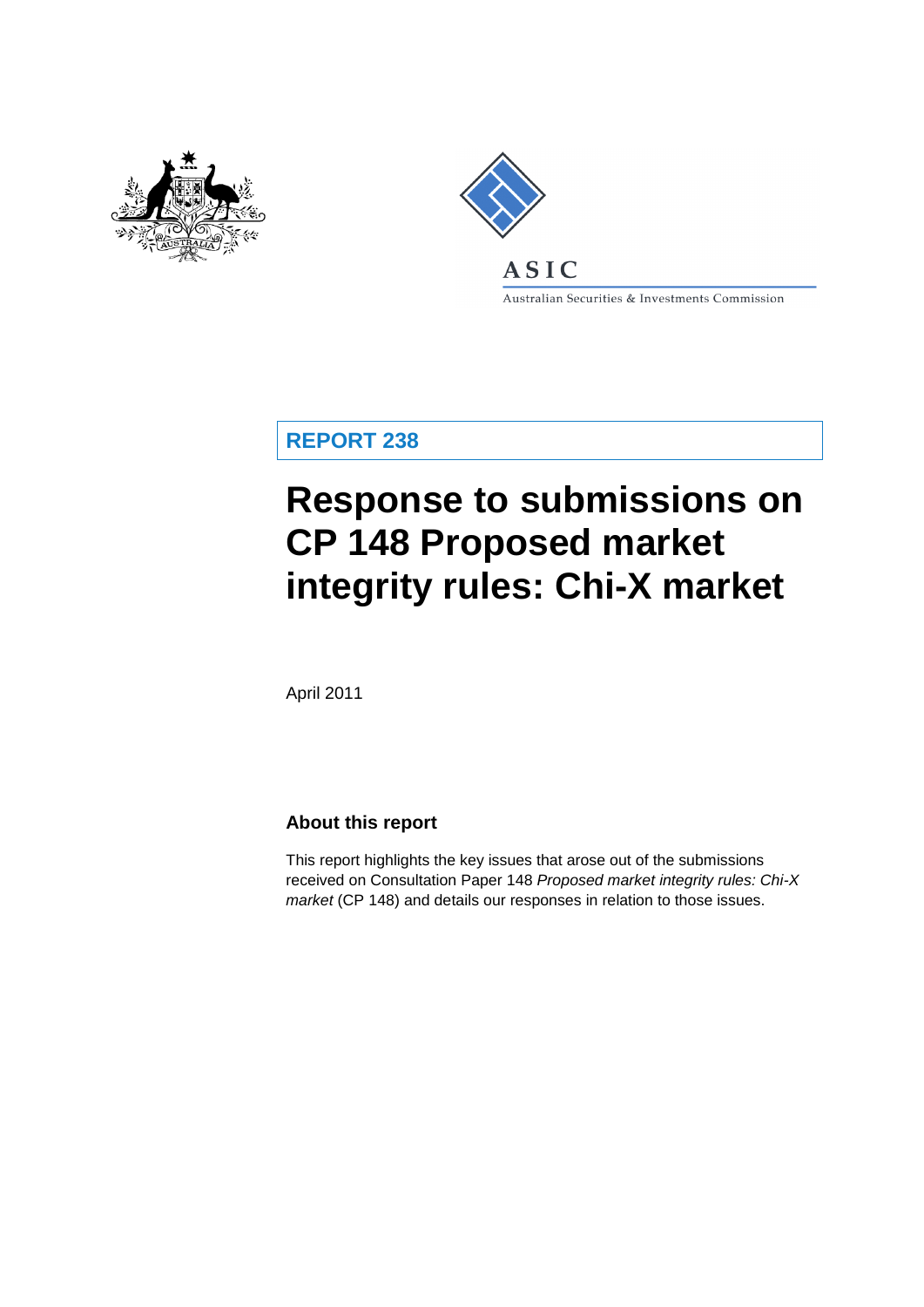ASIC

Australian Securities & Investments Commission

**REPORT 238**

# Response to submissions on CP 148 Proposed market integrity rules: Chi-X market

April 2011

## About this report

This report highlights the key issues that arose out of the submissions received on Consultation Paper 148 *Proposed market integrity rules: Chi-X market* (CP 148) and details our responses in relation to those issues.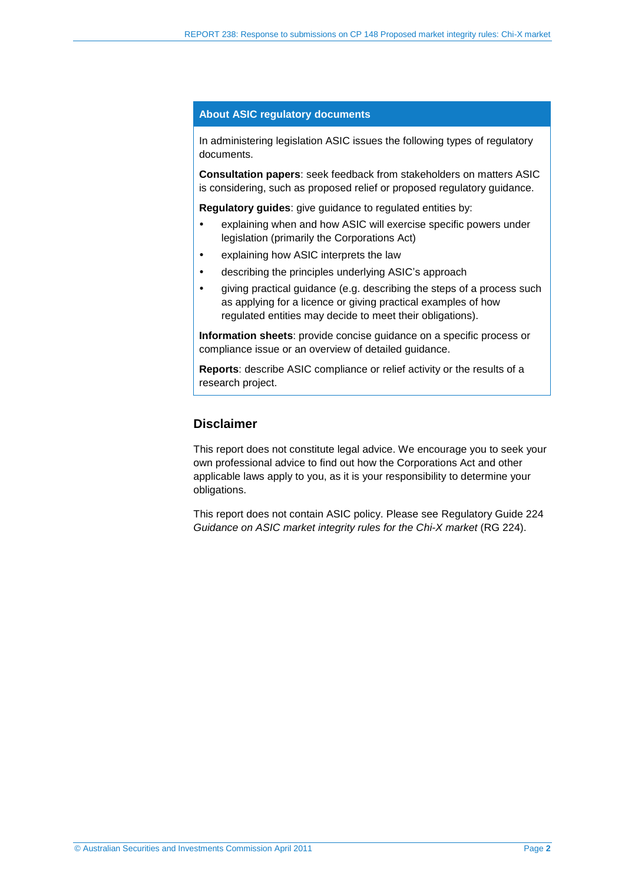## About ASIC regulatory documents

In administering legislation ASIC issues the following types of regulatory documents.

**Consultation papers**: seek feedback from stakeholders on matters ASIC is considering, such as proposed relief or proposed regulatory guidance.

**Regulatory guides**: give guidance to regulated entities by:

- explaining when and how ASIC will exercise specific powers under legislation (primarily the Corporations Act)
- explaining how ASIC interprets the law
- describing the principles underlying ASIC's approach
- giving practical guidance (e.g. describing the steps of a process such as applying for a licence or giving practical examples of how regulated entities may decide to meet their obligations).

**Information sheets**: provide concise guidance on a specific process or compliance issue or an overview of detailed guidance.

**Reports**: describe ASIC compliance or relief activity or the results of a research project.

## Disclaimer

This report does not constitute legal advice. We encourage you to seek your own professional advice to find out how the Corporations Act and other applicable laws apply to you, as it is your responsibility to determine your obligations.

This report does not contain ASIC policy. Please see Regulatory Guide 224 *Guidance on ASIC market integrity rules for the Chi-X market* (RG 224).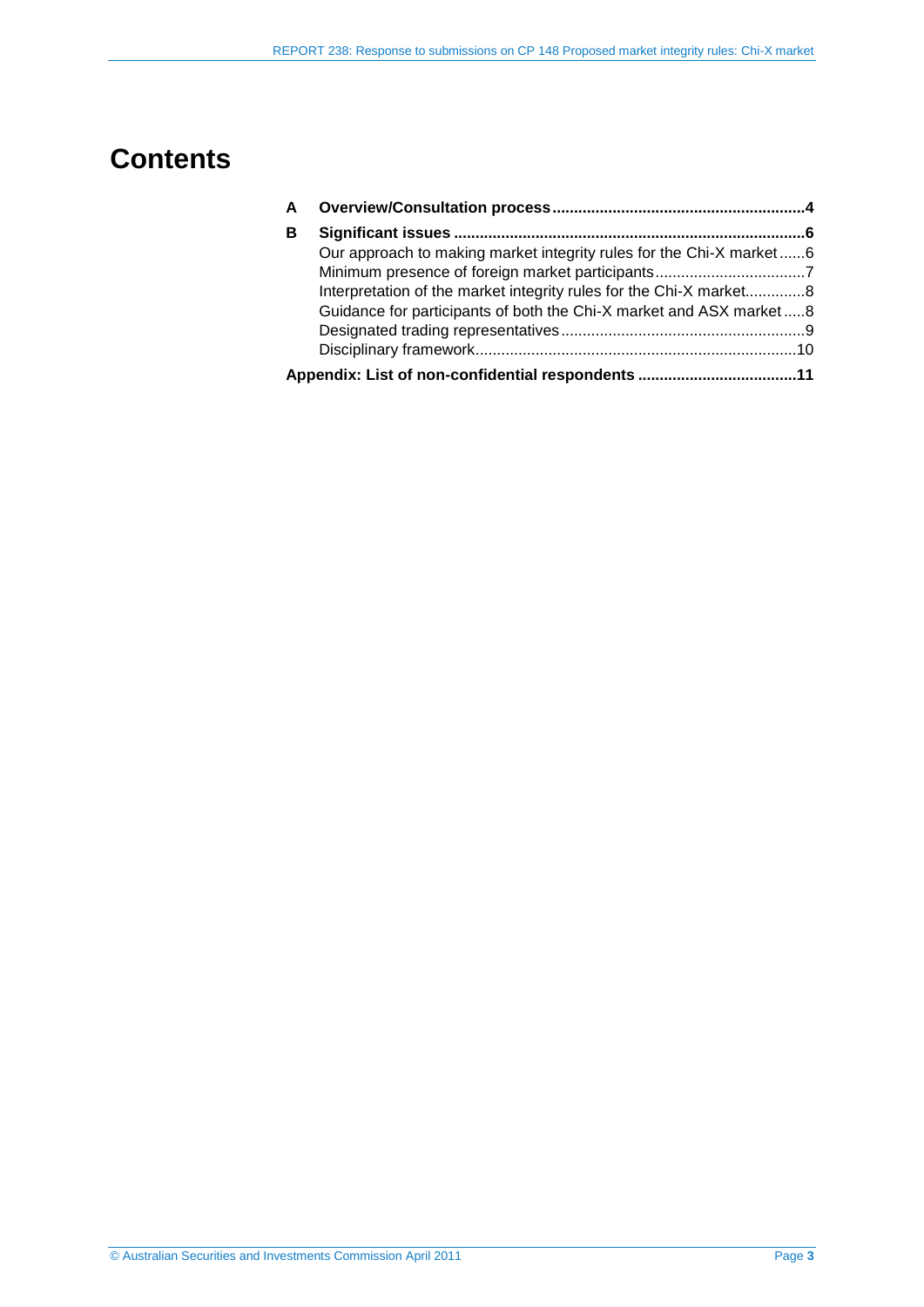# Contents

**A Overview/Consultation process** .......................................................... **4**

**B Significant issues** ................................................................................ **6**

Our approach to making market integrity rules for the Chi-X market ......6
Minimum presence of foreign market participants ..................................7
Interpretation of the market integrity rules for the Chi-X market.............8
Guidance for participants of both the Chi-X market and ASX market .....8
Designated trading representatives ........................................................9
Disciplinary framework..........................................................................10

**Appendix: List of non-confidential respondents** .................................... **11**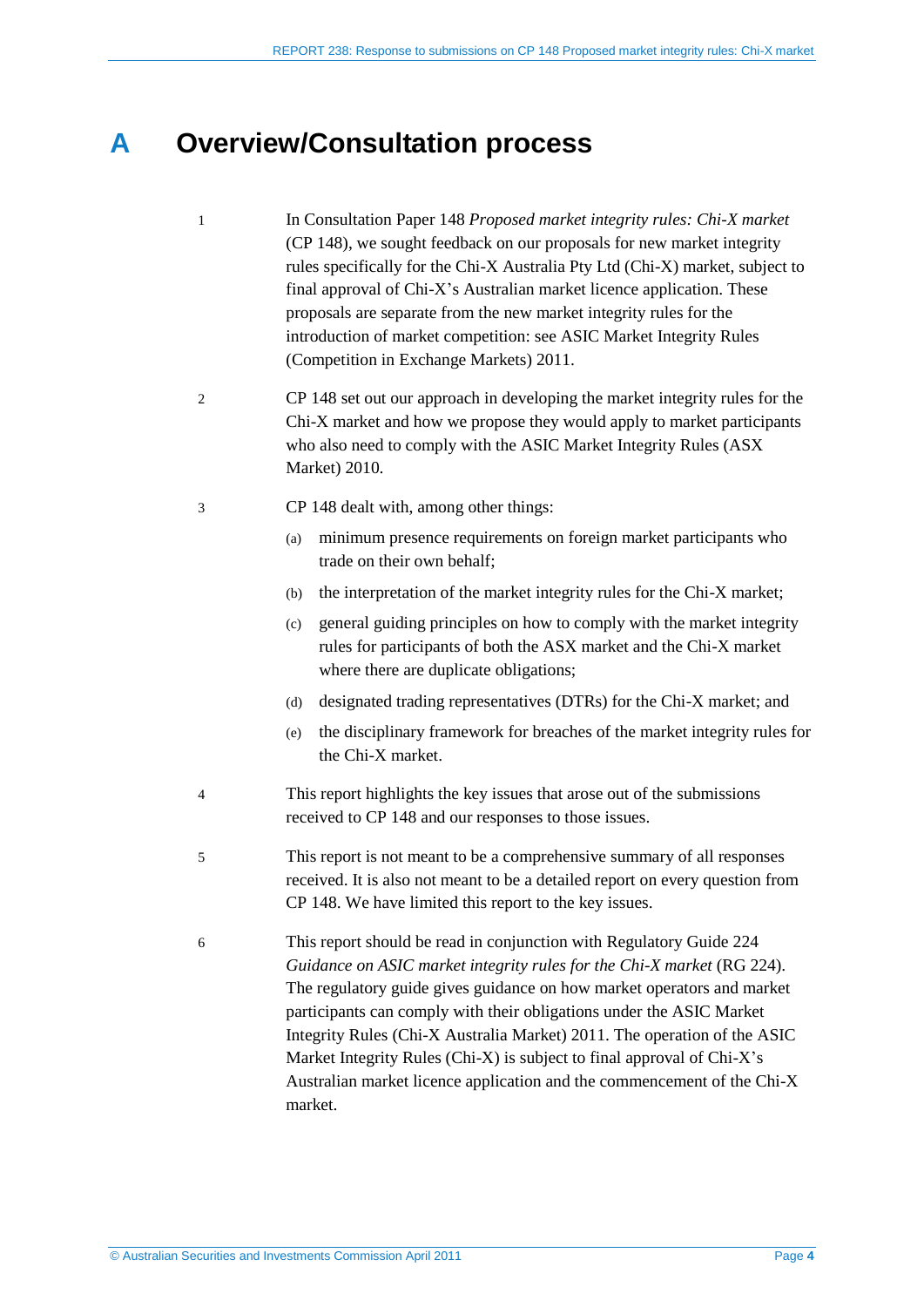# A Overview/Consultation process

1 In Consultation Paper 148 *Proposed market integrity rules: Chi-X market* (CP 148), we sought feedback on our proposals for new market integrity rules specifically for the Chi-X Australia Pty Ltd (Chi-X) market, subject to final approval of Chi-X's Australian market licence application. These proposals are separate from the new market integrity rules for the introduction of market competition: see ASIC Market Integrity Rules (Competition in Exchange Markets) 2011.

2 CP 148 set out our approach in developing the market integrity rules for the Chi-X market and how we propose they would apply to market participants who also need to comply with the ASIC Market Integrity Rules (ASX Market) 2010.

3 CP 148 dealt with, among other things:

(a) minimum presence requirements on foreign market participants who trade on their own behalf;

(b) the interpretation of the market integrity rules for the Chi-X market;

(c) general guiding principles on how to comply with the market integrity rules for participants of both the ASX market and the Chi-X market where there are duplicate obligations;

(d) designated trading representatives (DTRs) for the Chi-X market; and

(e) the disciplinary framework for breaches of the market integrity rules for the Chi-X market.

4 This report highlights the key issues that arose out of the submissions received to CP 148 and our responses to those issues.

5 This report is not meant to be a comprehensive summary of all responses received. It is also not meant to be a detailed report on every question from CP 148. We have limited this report to the key issues.

6 This report should be read in conjunction with Regulatory Guide 224 *Guidance on ASIC market integrity rules for the Chi-X market* (RG 224). The regulatory guide gives guidance on how market operators and market participants can comply with their obligations under the ASIC Market Integrity Rules (Chi-X Australia Market) 2011. The operation of the ASIC Market Integrity Rules (Chi-X) is subject to final approval of Chi-X's Australian market licence application and the commencement of the Chi-X market.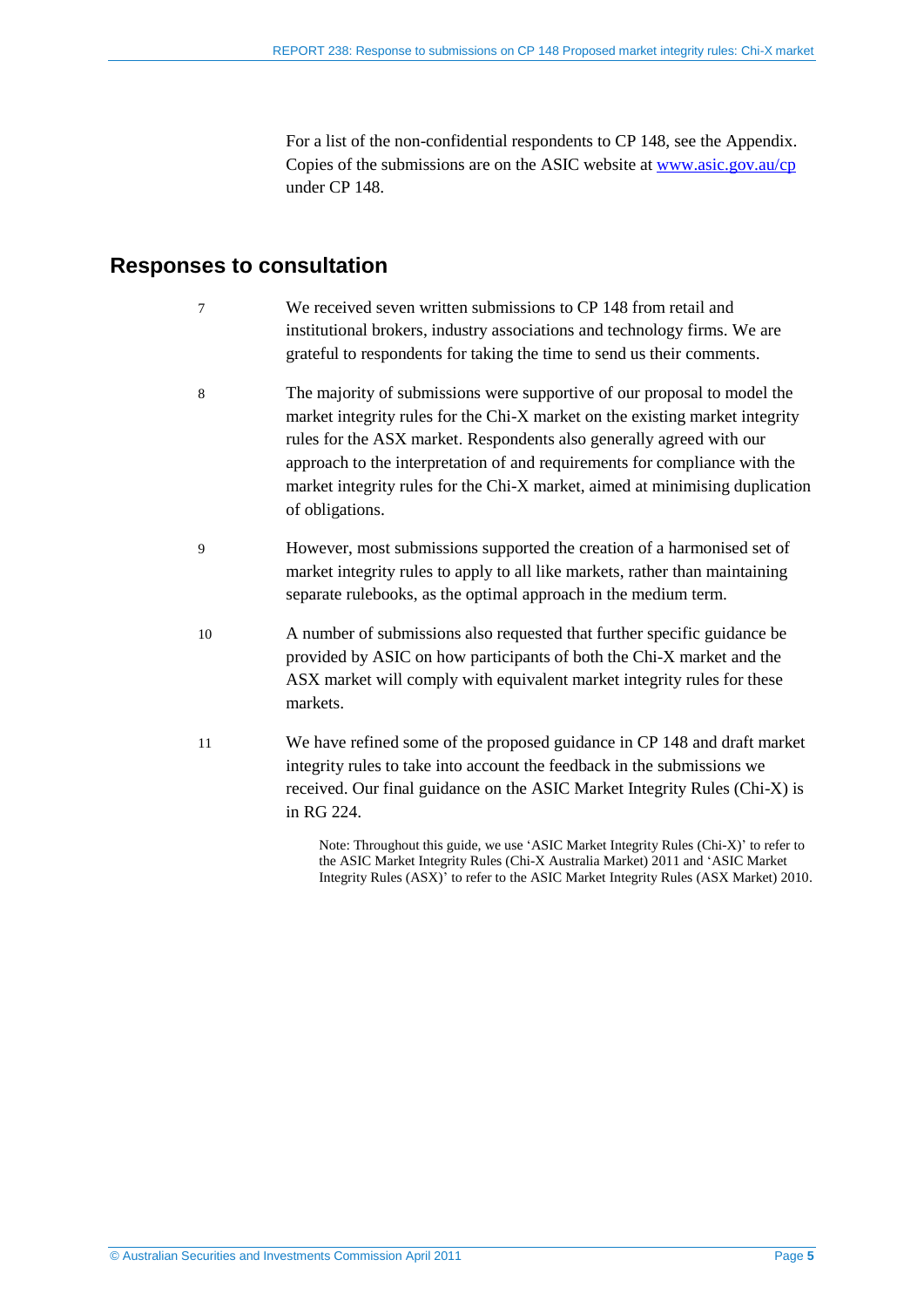For a list of the non-confidential respondents to CP 148, see the Appendix. Copies of the submissions are on the ASIC website at [www.asic.gov.au/cp](http://www.asic.gov.au/cp) under CP 148.

## Responses to consultation

7 We received seven written submissions to CP 148 from retail and institutional brokers, industry associations and technology firms. We are grateful to respondents for taking the time to send us their comments.

8 The majority of submissions were supportive of our proposal to model the market integrity rules for the Chi-X market on the existing market integrity rules for the ASX market. Respondents also generally agreed with our approach to the interpretation of and requirements for compliance with the market integrity rules for the Chi-X market, aimed at minimising duplication of obligations.

9 However, most submissions supported the creation of a harmonised set of market integrity rules to apply to all like markets, rather than maintaining separate rulebooks, as the optimal approach in the medium term.

10 A number of submissions also requested that further specific guidance be provided by ASIC on how participants of both the Chi-X market and the ASX market will comply with equivalent market integrity rules for these markets.

11 We have refined some of the proposed guidance in CP 148 and draft market integrity rules to take into account the feedback in the submissions we received. Our final guidance on the ASIC Market Integrity Rules (Chi-X) is in RG 224.

Note: Throughout this guide, we use 'ASIC Market Integrity Rules (Chi-X)' to refer to the ASIC Market Integrity Rules (Chi-X Australia Market) 2011 and 'ASIC Market Integrity Rules (ASX)' to refer to the ASIC Market Integrity Rules (ASX Market) 2010.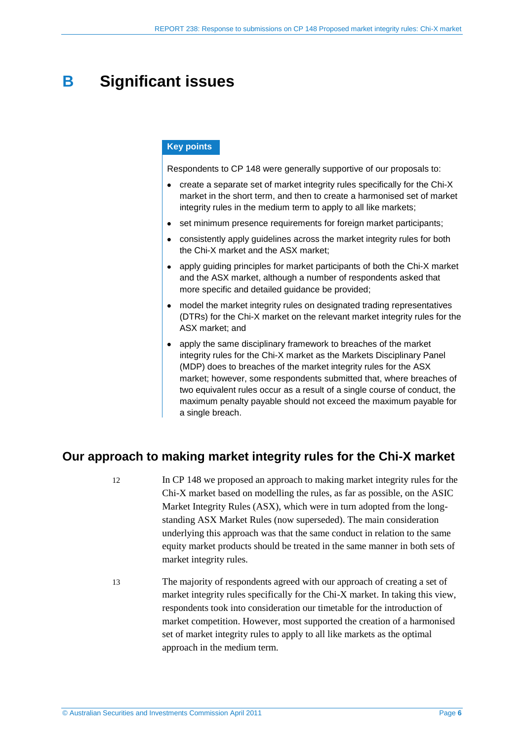# B Significant issues

**Key points**

Respondents to CP 148 were generally supportive of our proposals to:

- create a separate set of market integrity rules specifically for the Chi-X market in the short term, and then to create a harmonised set of market integrity rules in the medium term to apply to all like markets;
- set minimum presence requirements for foreign market participants;
- consistently apply guidelines across the market integrity rules for both the Chi-X market and the ASX market;
- apply guiding principles for market participants of both the Chi-X market and the ASX market, although a number of respondents asked that more specific and detailed guidance be provided;
- model the market integrity rules on designated trading representatives (DTRs) for the Chi-X market on the relevant market integrity rules for the ASX market; and
- apply the same disciplinary framework to breaches of the market integrity rules for the Chi-X market as the Markets Disciplinary Panel (MDP) does to breaches of the market integrity rules for the ASX market; however, some respondents submitted that, where breaches of two equivalent rules occur as a result of a single course of conduct, the maximum penalty payable should not exceed the maximum payable for a single breach.

## Our approach to making market integrity rules for the Chi-X market

12 In CP 148 we proposed an approach to making market integrity rules for the Chi-X market based on modelling the rules, as far as possible, on the ASIC Market Integrity Rules (ASX), which were in turn adopted from the long-standing ASX Market Rules (now superseded). The main consideration underlying this approach was that the same conduct in relation to the same equity market products should be treated in the same manner in both sets of market integrity rules.

13 The majority of respondents agreed with our approach of creating a set of market integrity rules specifically for the Chi-X market. In taking this view, respondents took into consideration our timetable for the introduction of market competition. However, most supported the creation of a harmonised set of market integrity rules to apply to all like markets as the optimal approach in the medium term.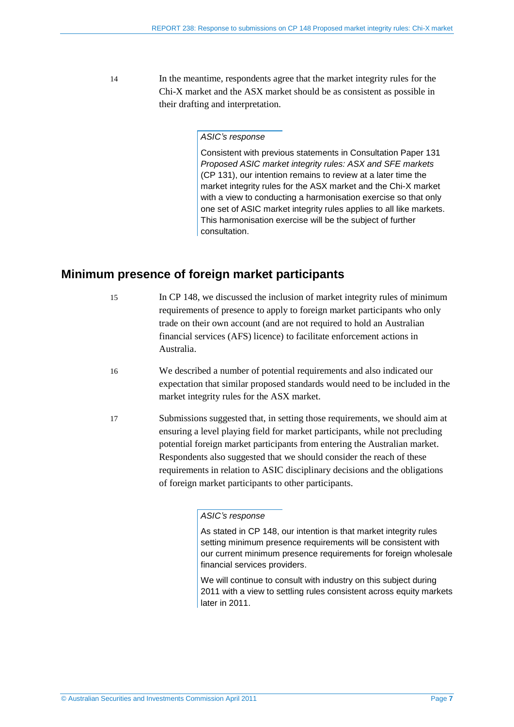14 In the meantime, respondents agree that the market integrity rules for the Chi-X market and the ASX market should be as consistent as possible in their drafting and interpretation.

> *ASIC's response*
>
> Consistent with previous statements in Consultation Paper 131 *Proposed ASIC market integrity rules: ASX and SFE markets* (CP 131), our intention remains to review at a later time the market integrity rules for the ASX market and the Chi-X market with a view to conducting a harmonisation exercise so that only one set of ASIC market integrity rules applies to all like markets. This harmonisation exercise will be the subject of further consultation.

## Minimum presence of foreign market participants

15 In CP 148, we discussed the inclusion of market integrity rules of minimum requirements of presence to apply to foreign market participants who only trade on their own account (and are not required to hold an Australian financial services (AFS) licence) to facilitate enforcement actions in Australia.

16 We described a number of potential requirements and also indicated our expectation that similar proposed standards would need to be included in the market integrity rules for the ASX market.

17 Submissions suggested that, in setting those requirements, we should aim at ensuring a level playing field for market participants, while not precluding potential foreign market participants from entering the Australian market. Respondents also suggested that we should consider the reach of these requirements in relation to ASIC disciplinary decisions and the obligations of foreign market participants to other participants.

> *ASIC's response*
>
> As stated in CP 148, our intention is that market integrity rules setting minimum presence requirements will be consistent with our current minimum presence requirements for foreign wholesale financial services providers.
>
> We will continue to consult with industry on this subject during 2011 with a view to settling rules consistent across equity markets later in 2011.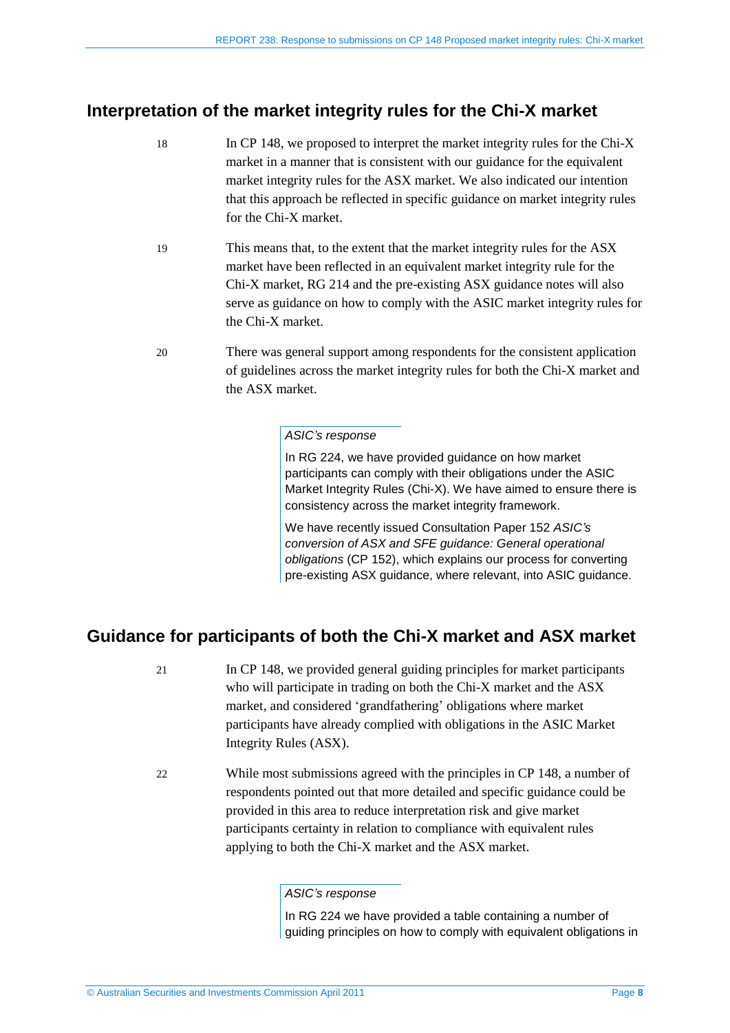## Interpretation of the market integrity rules for the Chi-X market

18 In CP 148, we proposed to interpret the market integrity rules for the Chi-X market in a manner that is consistent with our guidance for the equivalent market integrity rules for the ASX market. We also indicated our intention that this approach be reflected in specific guidance on market integrity rules for the Chi-X market.

19 This means that, to the extent that the market integrity rules for the ASX market have been reflected in an equivalent market integrity rule for the Chi-X market, RG 214 and the pre-existing ASX guidance notes will also serve as guidance on how to comply with the ASIC market integrity rules for the Chi-X market.

20 There was general support among respondents for the consistent application of guidelines across the market integrity rules for both the Chi-X market and the ASX market.

> *ASIC's response*
>
> In RG 224, we have provided guidance on how market participants can comply with their obligations under the ASIC Market Integrity Rules (Chi-X). We have aimed to ensure there is consistency across the market integrity framework.
>
> We have recently issued Consultation Paper 152 *ASIC's conversion of ASX and SFE guidance: General operational obligations* (CP 152), which explains our process for converting pre-existing ASX guidance, where relevant, into ASIC guidance.

## Guidance for participants of both the Chi-X market and ASX market

21 In CP 148, we provided general guiding principles for market participants who will participate in trading on both the Chi-X market and the ASX market, and considered 'grandfathering' obligations where market participants have already complied with obligations in the ASIC Market Integrity Rules (ASX).

22 While most submissions agreed with the principles in CP 148, a number of respondents pointed out that more detailed and specific guidance could be provided in this area to reduce interpretation risk and give market participants certainty in relation to compliance with equivalent rules applying to both the Chi-X market and the ASX market.

> *ASIC's response*
>
> In RG 224 we have provided a table containing a number of guiding principles on how to comply with equivalent obligations in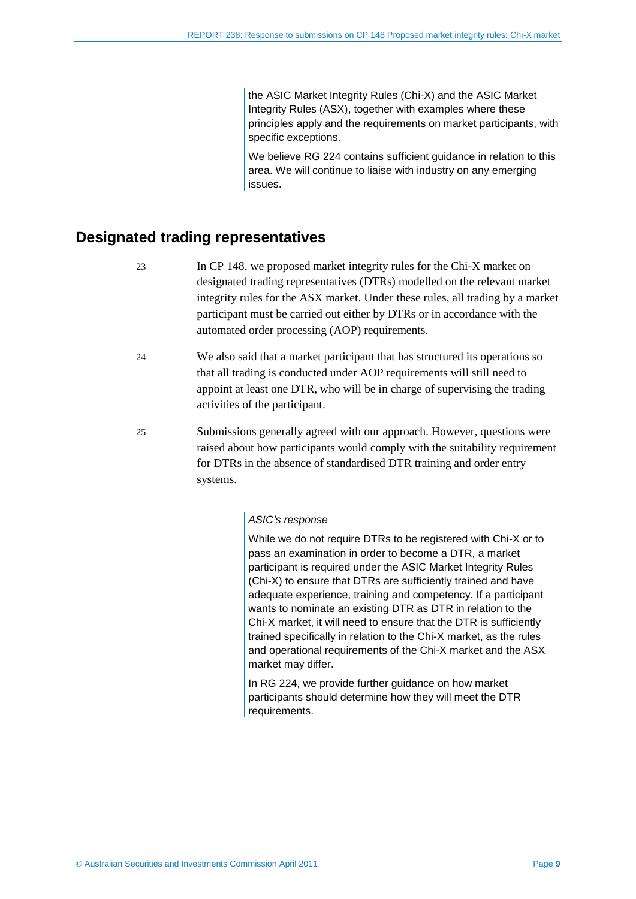the ASIC Market Integrity Rules (Chi-X) and the ASIC Market Integrity Rules (ASX), together with examples where these principles apply and the requirements on market participants, with specific exceptions.

We believe RG 224 contains sufficient guidance in relation to this area. We will continue to liaise with industry on any emerging issues.

## Designated trading representatives

23 In CP 148, we proposed market integrity rules for the Chi-X market on designated trading representatives (DTRs) modelled on the relevant market integrity rules for the ASX market. Under these rules, all trading by a market participant must be carried out either by DTRs or in accordance with the automated order processing (AOP) requirements.

24 We also said that a market participant that has structured its operations so that all trading is conducted under AOP requirements will still need to appoint at least one DTR, who will be in charge of supervising the trading activities of the participant.

25 Submissions generally agreed with our approach. However, questions were raised about how participants would comply with the suitability requirement for DTRs in the absence of standardised DTR training and order entry systems.

*ASIC's response*

While we do not require DTRs to be registered with Chi-X or to pass an examination in order to become a DTR, a market participant is required under the ASIC Market Integrity Rules (Chi-X) to ensure that DTRs are sufficiently trained and have adequate experience, training and competency. If a participant wants to nominate an existing DTR as DTR in relation to the Chi-X market, it will need to ensure that the DTR is sufficiently trained specifically in relation to the Chi-X market, as the rules and operational requirements of the Chi-X market and the ASX market may differ.

In RG 224, we provide further guidance on how market participants should determine how they will meet the DTR requirements.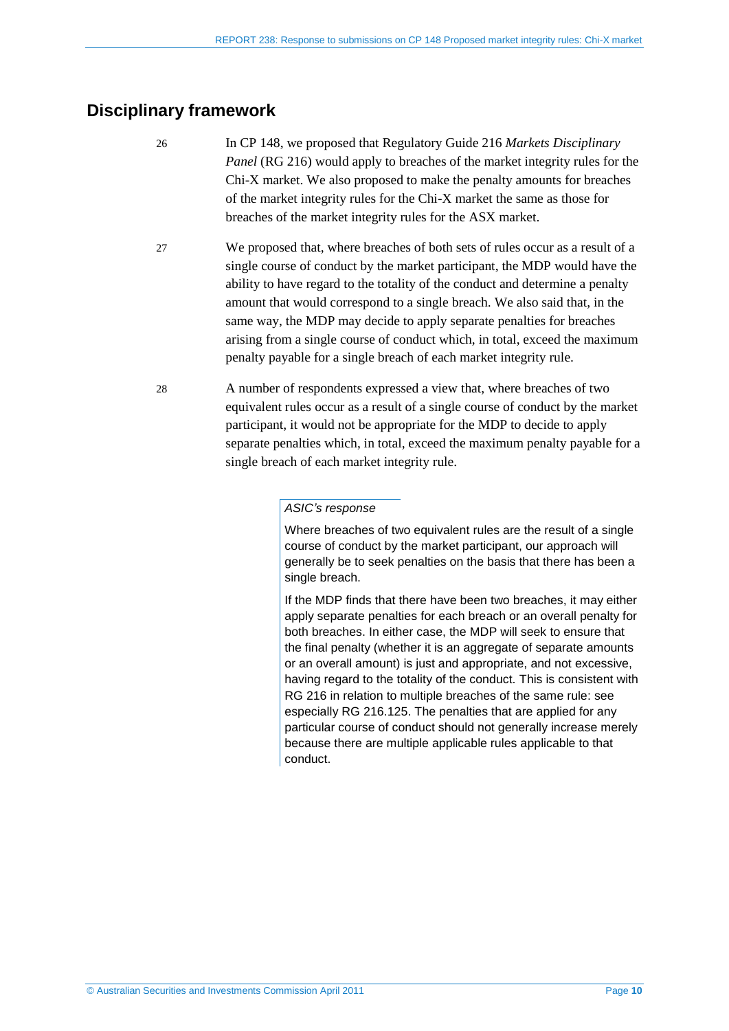## Disciplinary framework

26 In CP 148, we proposed that Regulatory Guide 216 *Markets Disciplinary Panel* (RG 216) would apply to breaches of the market integrity rules for the Chi-X market. We also proposed to make the penalty amounts for breaches of the market integrity rules for the Chi-X market the same as those for breaches of the market integrity rules for the ASX market.

27 We proposed that, where breaches of both sets of rules occur as a result of a single course of conduct by the market participant, the MDP would have the ability to have regard to the totality of the conduct and determine a penalty amount that would correspond to a single breach. We also said that, in the same way, the MDP may decide to apply separate penalties for breaches arising from a single course of conduct which, in total, exceed the maximum penalty payable for a single breach of each market integrity rule.

28 A number of respondents expressed a view that, where breaches of two equivalent rules occur as a result of a single course of conduct by the market participant, it would not be appropriate for the MDP to decide to apply separate penalties which, in total, exceed the maximum penalty payable for a single breach of each market integrity rule.

> *ASIC's response*
>
> Where breaches of two equivalent rules are the result of a single course of conduct by the market participant, our approach will generally be to seek penalties on the basis that there has been a single breach.
>
> If the MDP finds that there have been two breaches, it may either apply separate penalties for each breach or an overall penalty for both breaches. In either case, the MDP will seek to ensure that the final penalty (whether it is an aggregate of separate amounts or an overall amount) is just and appropriate, and not excessive, having regard to the totality of the conduct. This is consistent with RG 216 in relation to multiple breaches of the same rule: see especially RG 216.125. The penalties that are applied for any particular course of conduct should not generally increase merely because there are multiple applicable rules applicable to that conduct.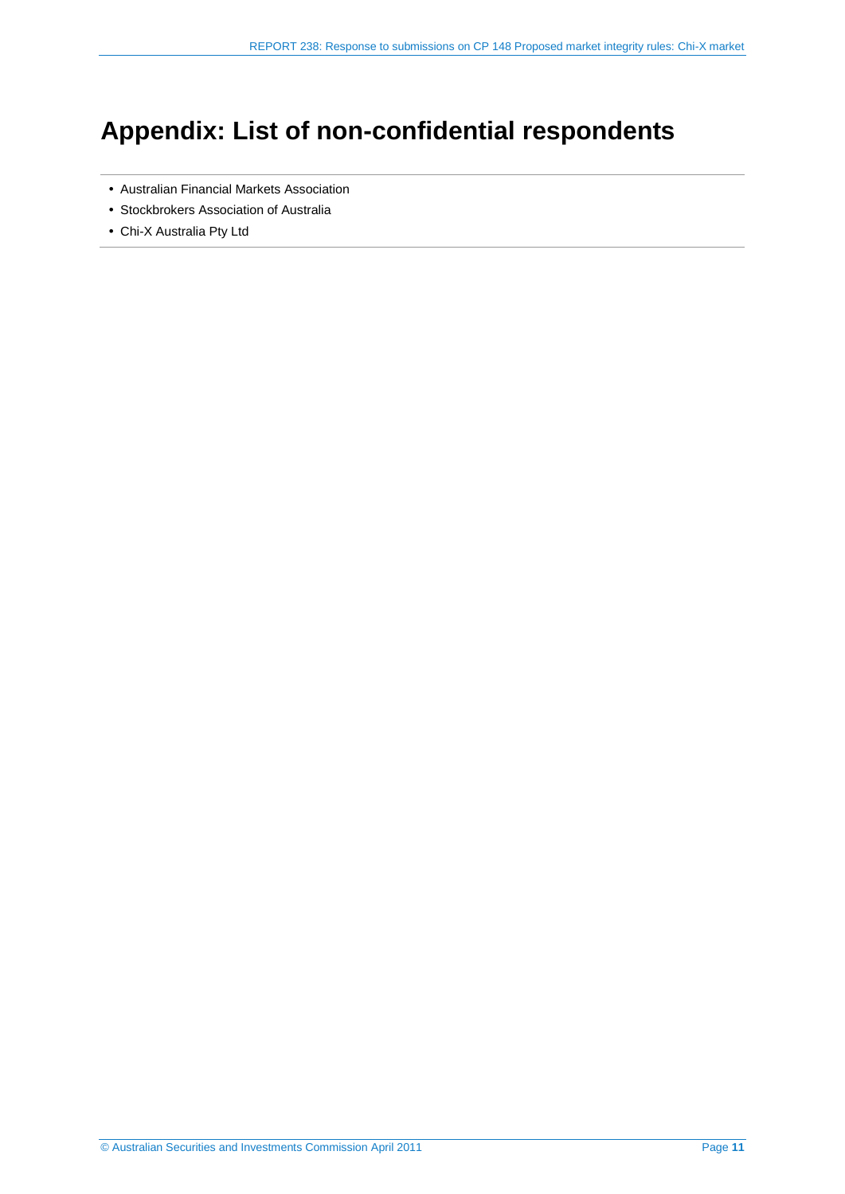# Appendix: List of non-confidential respondents

- Australian Financial Markets Association
- Stockbrokers Association of Australia
- Chi-X Australia Pty Ltd